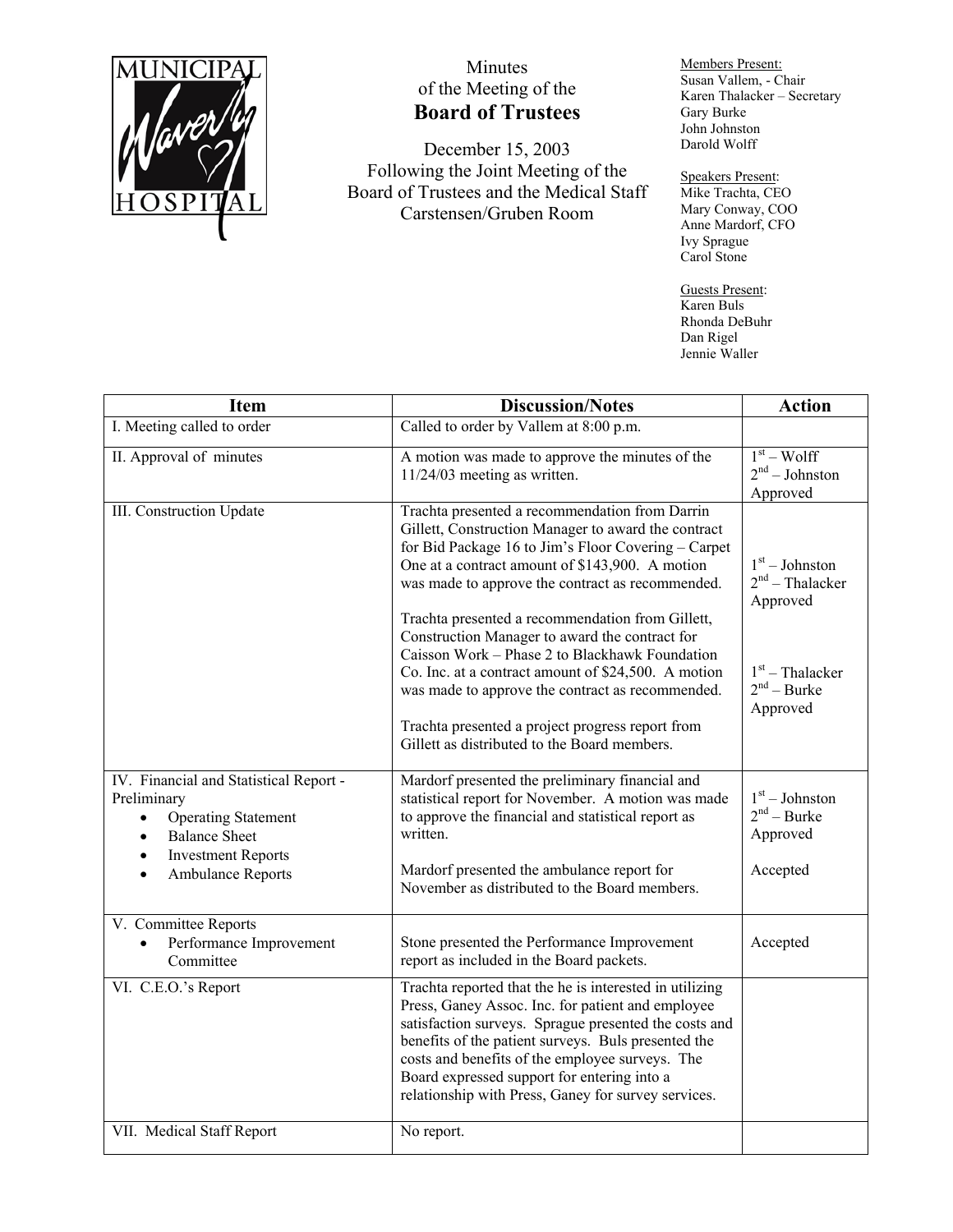MUNICIPAL Waverly HOSPITAL

# Minutes of the Meeting of the Board of Trustees

December 15, 2003
Following the Joint Meeting of the Board of Trustees and the Medical Staff
Carstensen/Gruben Room

Members Present:
Susan Vallem, - Chair
Karen Thalacker – Secretary
Gary Burke
John Johnston
Darold Wolff

Speakers Present:
Mike Trachta, CEO
Mary Conway, COO
Anne Mardorf, CFO
Ivy Sprague
Carol Stone

Guests Present:
Karen Buls
Rhonda DeBuhr
Dan Rigel
Jennie Waller

| Item | Discussion/Notes | Action |
|---|---|---|
| I. Meeting called to order | Called to order by Vallem at 8:00 p.m. | |
| II. Approval of minutes | A motion was made to approve the minutes of the 11/24/03 meeting as written. | 1st – Wolff<br>2nd – Johnston<br>Approved |
| III. Construction Update | Trachta presented a recommendation from Darrin Gillett, Construction Manager to award the contract for Bid Package 16 to Jim's Floor Covering – Carpet One at a contract amount of $143,900. A motion was made to approve the contract as recommended.<br><br>Trachta presented a recommendation from Gillett, Construction Manager to award the contract for Caisson Work – Phase 2 to Blackhawk Foundation Co. Inc. at a contract amount of $24,500. A motion was made to approve the contract as recommended.<br><br>Trachta presented a project progress report from Gillett as distributed to the Board members. | 1st – Johnston<br>2nd – Thalacker<br>Approved<br><br>1st – Thalacker<br>2nd – Burke<br>Approved |
| IV. Financial and Statistical Report - Preliminary<br>• Operating Statement<br>• Balance Sheet<br>• Investment Reports<br>• Ambulance Reports | Mardorf presented the preliminary financial and statistical report for November. A motion was made to approve the financial and statistical report as written.<br><br>Mardorf presented the ambulance report for November as distributed to the Board members. | 1st – Johnston<br>2nd – Burke<br>Approved<br><br>Accepted |
| V. Committee Reports<br>• Performance Improvement Committee | Stone presented the Performance Improvement report as included in the Board packets. | Accepted |
| VI. C.E.O.'s Report | Trachta reported that the he is interested in utilizing Press, Ganey Assoc. Inc. for patient and employee satisfaction surveys. Sprague presented the costs and benefits of the patient surveys. Buls presented the costs and benefits of the employee surveys. The Board expressed support for entering into a relationship with Press, Ganey for survey services. | |
| VII. Medical Staff Report | No report. | |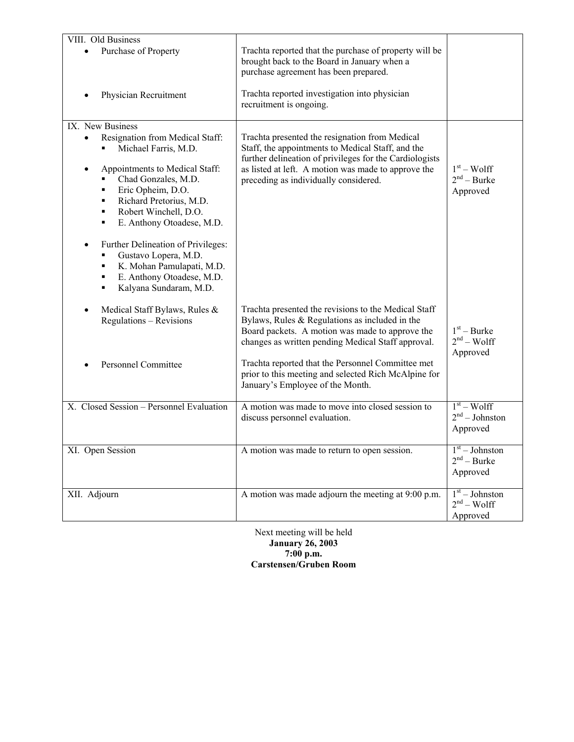| | | |
|---|---|---|
| VIII. Old Business<br>• Purchase of Property<br><br>• Physician Recruitment | Trachta reported that the purchase of property will be brought back to the Board in January when a purchase agreement has been prepared.<br><br>Trachta reported investigation into physician recruitment is ongoing. | |
| IX. New Business<br>• Resignation from Medical Staff:<br>▪ Michael Farris, M.D.<br><br>• Appointments to Medical Staff:<br>▪ Chad Gonzales, M.D.<br>▪ Eric Opheim, D.O.<br>▪ Richard Pretorius, M.D.<br>▪ Robert Winchell, D.O.<br>▪ E. Anthony Otoadese, M.D.<br><br>• Further Delineation of Privileges:<br>▪ Gustavo Lopera, M.D.<br>▪ K. Mohan Pamulapati, M.D.<br>▪ E. Anthony Otoadese, M.D.<br>▪ Kalyana Sundaram, M.D.<br><br>• Medical Staff Bylaws, Rules & Regulations – Revisions<br><br>• Personnel Committee | Trachta presented the resignation from Medical Staff, the appointments to Medical Staff, and the further delineation of privileges for the Cardiologists as listed at left. A motion was made to approve the preceding as individually considered.<br><br>Trachta presented the revisions to the Medical Staff Bylaws, Rules & Regulations as included in the Board packets. A motion was made to approve the changes as written pending Medical Staff approval.<br><br>Trachta reported that the Personnel Committee met prior to this meeting and selected Rich McAlpine for January's Employee of the Month. | 1st – Wolff<br>2nd – Burke<br>Approved<br><br>1st – Burke<br>2nd – Wolff<br>Approved |
| X. Closed Session – Personnel Evaluation | A motion was made to move into closed session to discuss personnel evaluation. | 1st – Wolff<br>2nd – Johnston<br>Approved |
| XI. Open Session | A motion was made to return to open session. | 1st – Johnston<br>2nd – Burke<br>Approved |
| XII. Adjourn | A motion was made adjourn the meeting at 9:00 p.m. | 1st – Johnston<br>2nd – Wolff<br>Approved |

Next meeting will be held
**January 26, 2003**
**7:00 p.m.**
**Carstensen/Gruben Room**